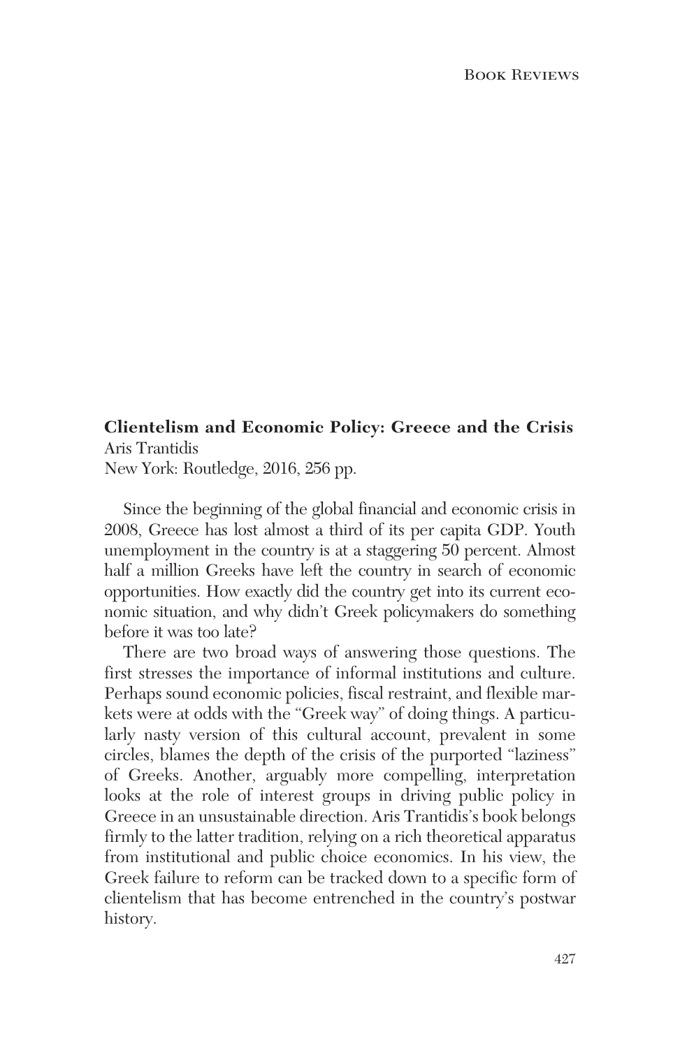**Clientelism and Economic Policy: Greece and the Crisis**
Aris Trantidis
New York: Routledge, 2016, 256 pp.

Since the beginning of the global financial and economic crisis in 2008, Greece has lost almost a third of its per capita GDP. Youth unemployment in the country is at a staggering 50 percent. Almost half a million Greeks have left the country in search of economic opportunities. How exactly did the country get into its current economic situation, and why didn't Greek policymakers do something before it was too late?

There are two broad ways of answering those questions. The first stresses the importance of informal institutions and culture. Perhaps sound economic policies, fiscal restraint, and flexible markets were at odds with the "Greek way" of doing things. A particularly nasty version of this cultural account, prevalent in some circles, blames the depth of the crisis of the purported "laziness" of Greeks. Another, arguably more compelling, interpretation looks at the role of interest groups in driving public policy in Greece in an unsustainable direction. Aris Trantidis's book belongs firmly to the latter tradition, relying on a rich theoretical apparatus from institutional and public choice economics. In his view, the Greek failure to reform can be tracked down to a specific form of clientelism that has become entrenched in the country's postwar history.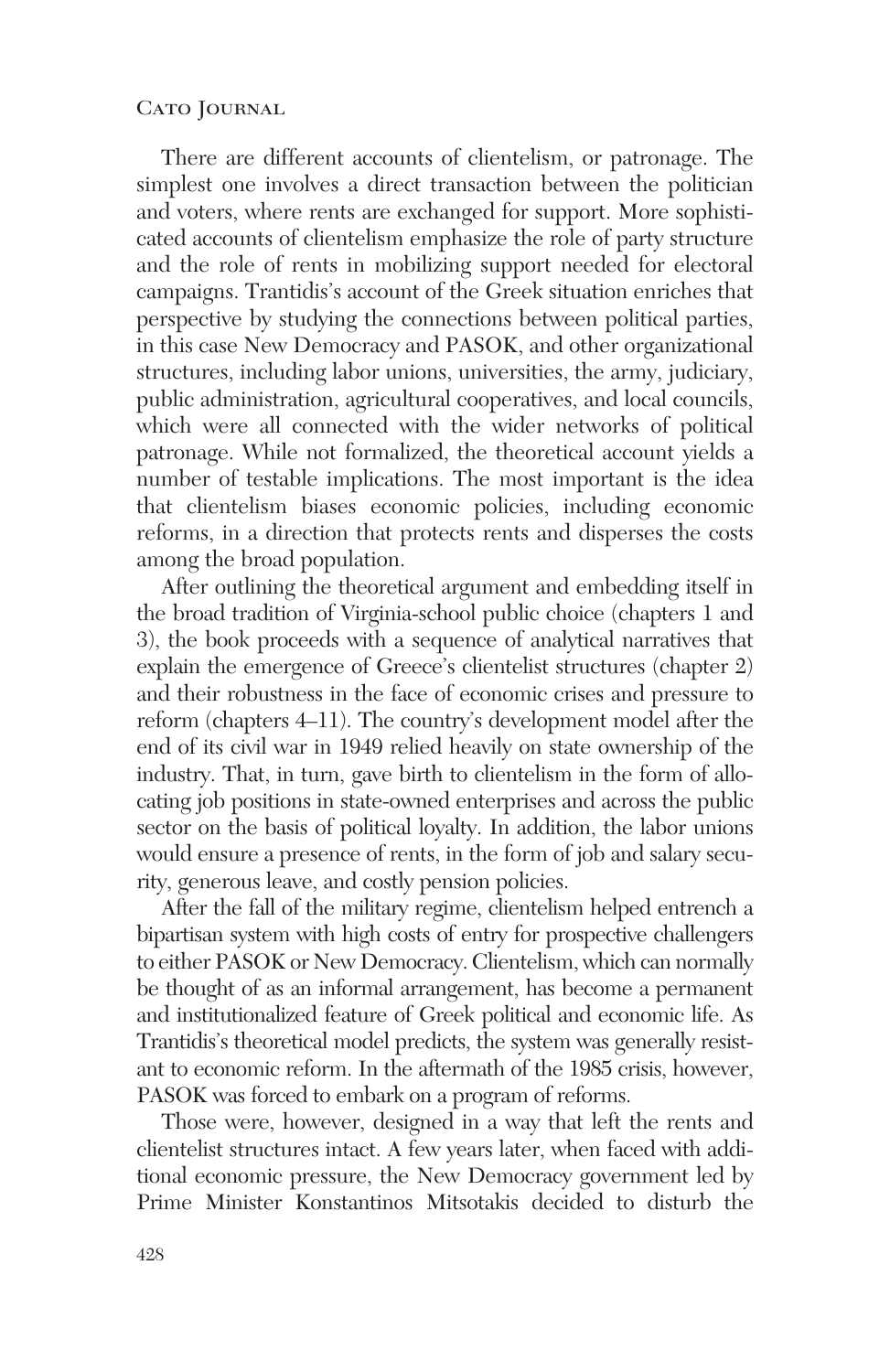There are different accounts of clientelism, or patronage. The simplest one involves a direct transaction between the politician and voters, where rents are exchanged for support. More sophisticated accounts of clientelism emphasize the role of party structure and the role of rents in mobilizing support needed for electoral campaigns. Trantidis's account of the Greek situation enriches that perspective by studying the connections between political parties, in this case New Democracy and PASOK, and other organizational structures, including labor unions, universities, the army, judiciary, public administration, agricultural cooperatives, and local councils, which were all connected with the wider networks of political patronage. While not formalized, the theoretical account yields a number of testable implications. The most important is the idea that clientelism biases economic policies, including economic reforms, in a direction that protects rents and disperses the costs among the broad population.

After outlining the theoretical argument and embedding itself in the broad tradition of Virginia-school public choice (chapters 1 and 3), the book proceeds with a sequence of analytical narratives that explain the emergence of Greece's clientelist structures (chapter 2) and their robustness in the face of economic crises and pressure to reform (chapters 4–11). The country's development model after the end of its civil war in 1949 relied heavily on state ownership of the industry. That, in turn, gave birth to clientelism in the form of allocating job positions in state-owned enterprises and across the public sector on the basis of political loyalty. In addition, the labor unions would ensure a presence of rents, in the form of job and salary security, generous leave, and costly pension policies.

After the fall of the military regime, clientelism helped entrench a bipartisan system with high costs of entry for prospective challengers to either PASOK or New Democracy. Clientelism, which can normally be thought of as an informal arrangement, has become a permanent and institutionalized feature of Greek political and economic life. As Trantidis's theoretical model predicts, the system was generally resistant to economic reform. In the aftermath of the 1985 crisis, however, PASOK was forced to embark on a program of reforms.

Those were, however, designed in a way that left the rents and clientelist structures intact. A few years later, when faced with additional economic pressure, the New Democracy government led by Prime Minister Konstantinos Mitsotakis decided to disturb the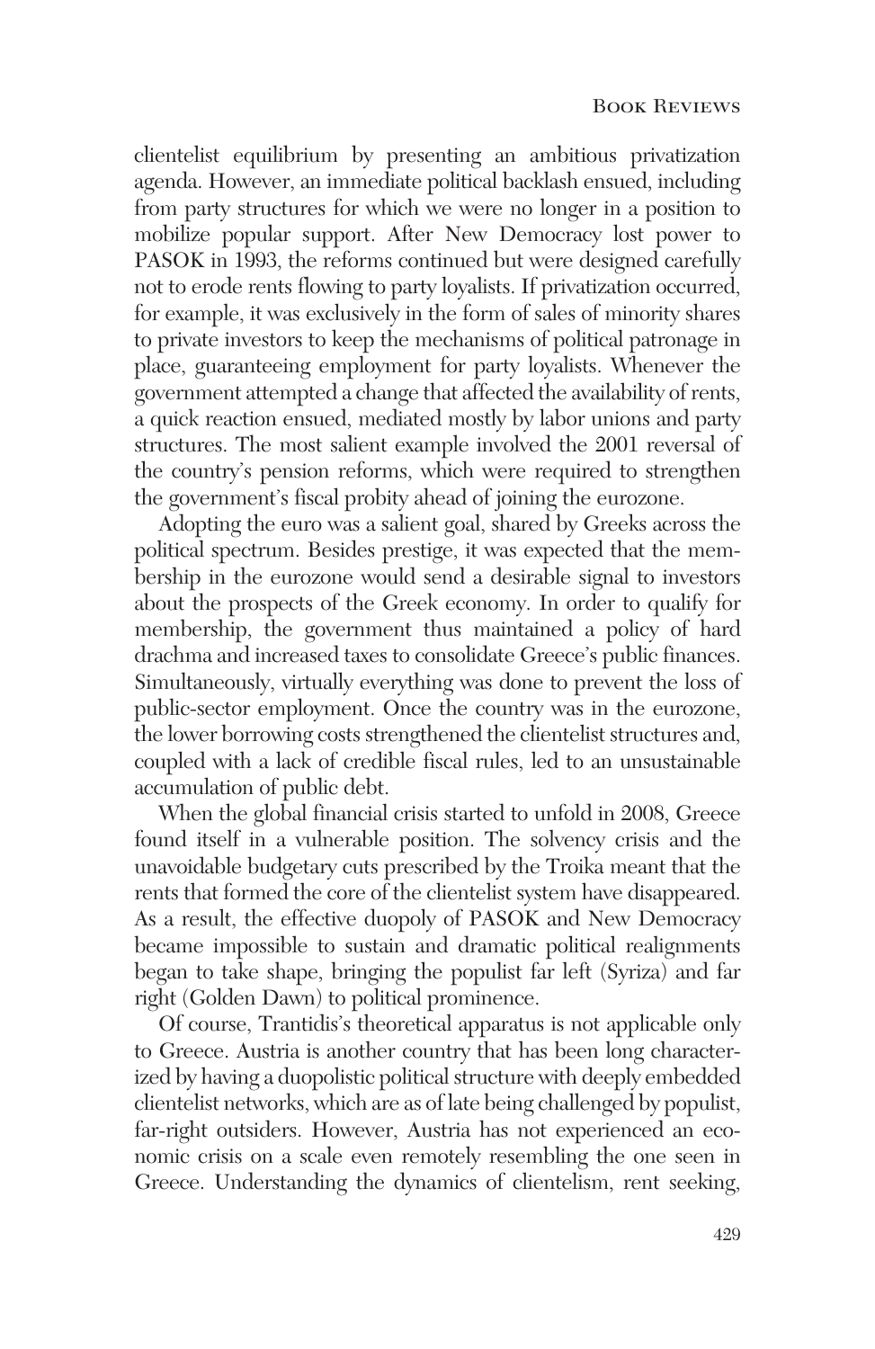clientelist equilibrium by presenting an ambitious privatization agenda. However, an immediate political backlash ensued, including from party structures for which we were no longer in a position to mobilize popular support. After New Democracy lost power to PASOK in 1993, the reforms continued but were designed carefully not to erode rents flowing to party loyalists. If privatization occurred, for example, it was exclusively in the form of sales of minority shares to private investors to keep the mechanisms of political patronage in place, guaranteeing employment for party loyalists. Whenever the government attempted a change that affected the availability of rents, a quick reaction ensued, mediated mostly by labor unions and party structures. The most salient example involved the 2001 reversal of the country's pension reforms, which were required to strengthen the government's fiscal probity ahead of joining the eurozone.

Adopting the euro was a salient goal, shared by Greeks across the political spectrum. Besides prestige, it was expected that the membership in the eurozone would send a desirable signal to investors about the prospects of the Greek economy. In order to qualify for membership, the government thus maintained a policy of hard drachma and increased taxes to consolidate Greece's public finances. Simultaneously, virtually everything was done to prevent the loss of public-sector employment. Once the country was in the eurozone, the lower borrowing costs strengthened the clientelist structures and, coupled with a lack of credible fiscal rules, led to an unsustainable accumulation of public debt.

When the global financial crisis started to unfold in 2008, Greece found itself in a vulnerable position. The solvency crisis and the unavoidable budgetary cuts prescribed by the Troika meant that the rents that formed the core of the clientelist system have disappeared. As a result, the effective duopoly of PASOK and New Democracy became impossible to sustain and dramatic political realignments began to take shape, bringing the populist far left (Syriza) and far right (Golden Dawn) to political prominence.

Of course, Trantidis's theoretical apparatus is not applicable only to Greece. Austria is another country that has been long characterized by having a duopolistic political structure with deeply embedded clientelist networks, which are as of late being challenged by populist, far-right outsiders. However, Austria has not experienced an economic crisis on a scale even remotely resembling the one seen in Greece. Understanding the dynamics of clientelism, rent seeking,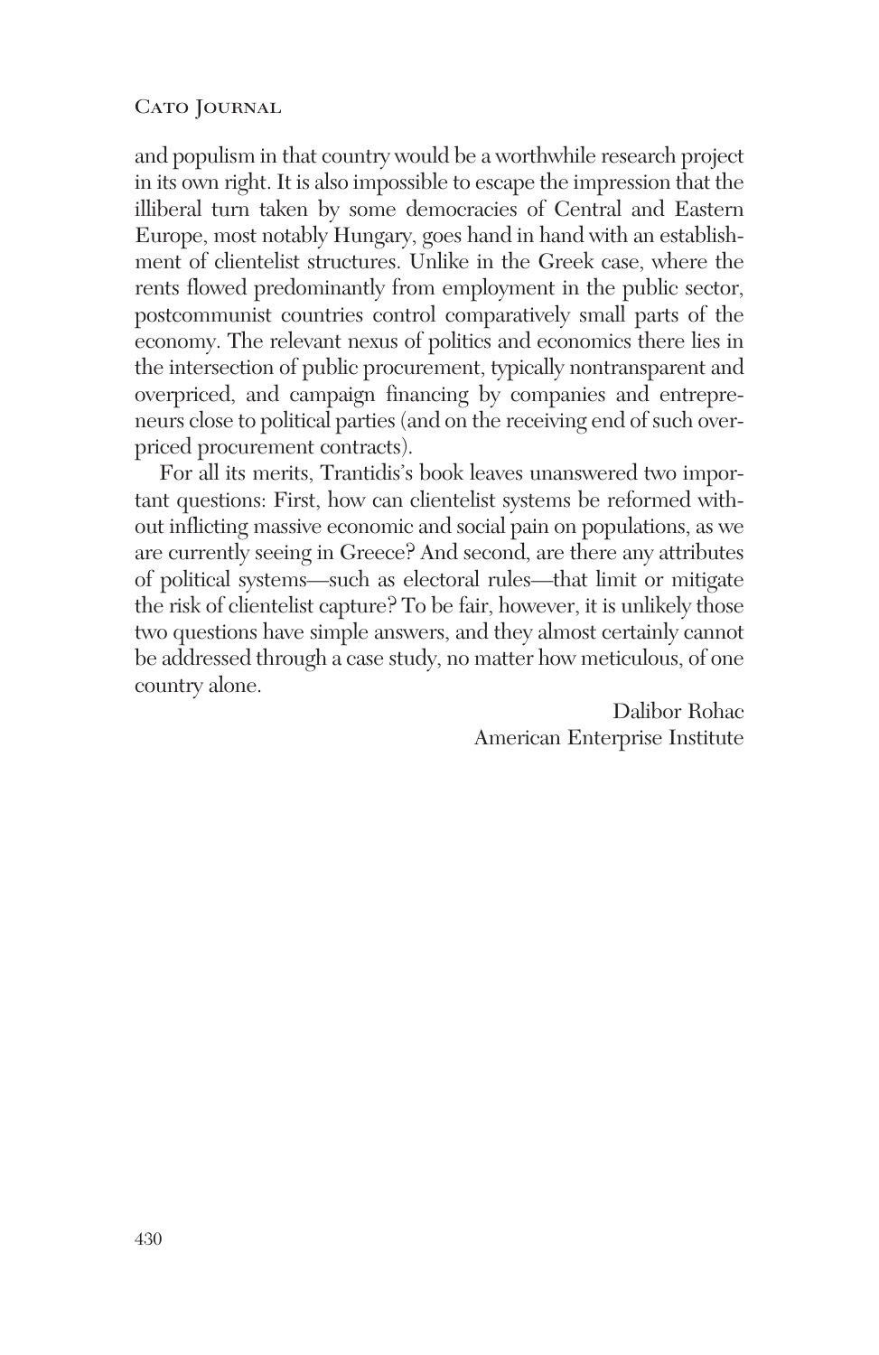and populism in that country would be a worthwhile research project in its own right. It is also impossible to escape the impression that the illiberal turn taken by some democracies of Central and Eastern Europe, most notably Hungary, goes hand in hand with an establishment of clientelist structures. Unlike in the Greek case, where the rents flowed predominantly from employment in the public sector, postcommunist countries control comparatively small parts of the economy. The relevant nexus of politics and economics there lies in the intersection of public procurement, typically nontransparent and overpriced, and campaign financing by companies and entrepreneurs close to political parties (and on the receiving end of such overpriced procurement contracts).

For all its merits, Trantidis's book leaves unanswered two important questions: First, how can clientelist systems be reformed without inflicting massive economic and social pain on populations, as we are currently seeing in Greece? And second, are there any attributes of political systems—such as electoral rules—that limit or mitigate the risk of clientelist capture? To be fair, however, it is unlikely those two questions have simple answers, and they almost certainly cannot be addressed through a case study, no matter how meticulous, of one country alone.

Dalibor Rohac
American Enterprise Institute